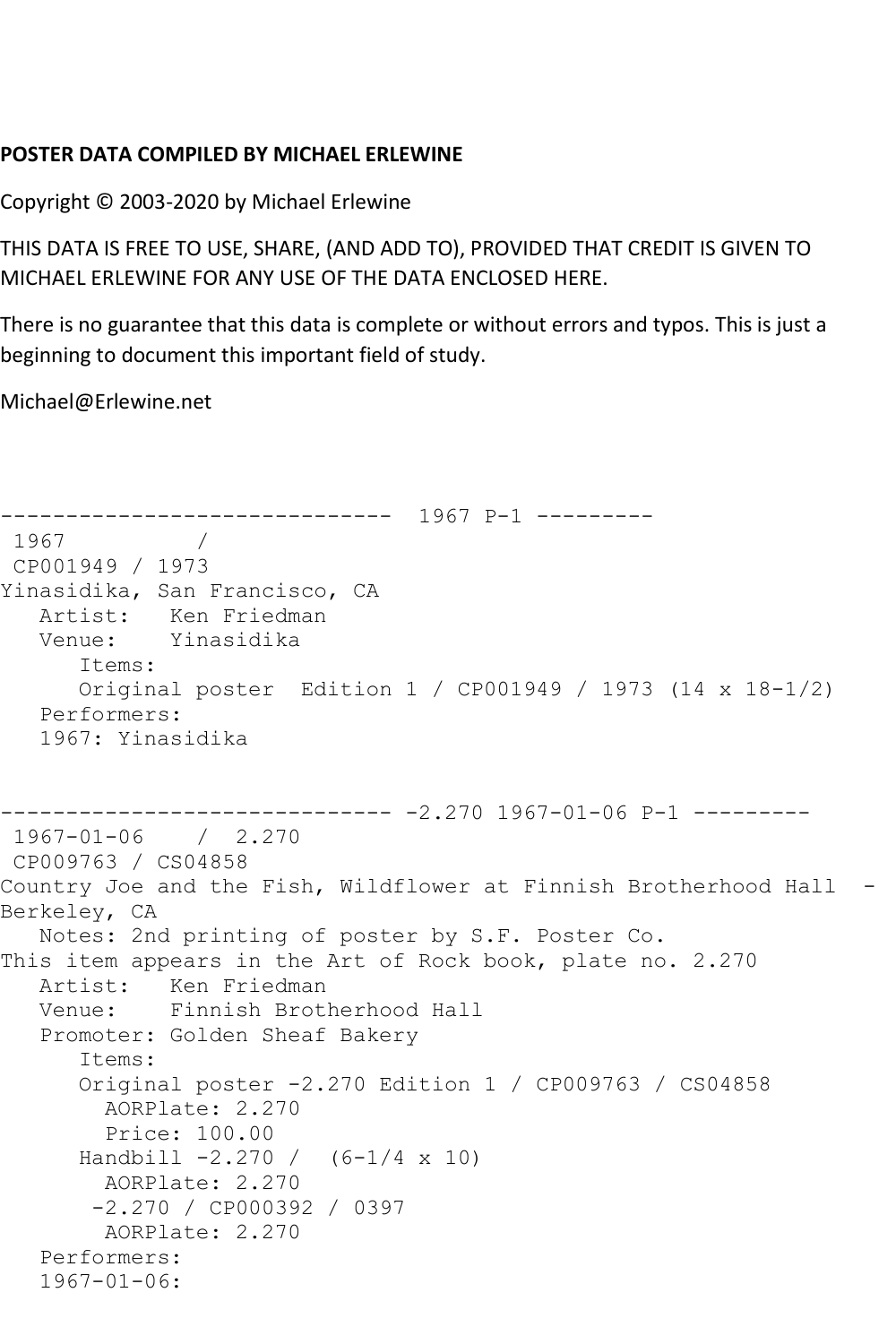**POSTER DATA COMPILED BY MICHAEL ERLEWINE**

Copyright © 2003-2020 by Michael Erlewine

THIS DATA IS FREE TO USE, SHARE, (AND ADD TO), PROVIDED THAT CREDIT IS GIVEN TO MICHAEL ERLEWINE FOR ANY USE OF THE DATA ENCLOSED HERE.

There is no guarantee that this data is complete or without errors and typos. This is just a beginning to document this important field of study.

Michael@Erlewine.net

```
------------------------------  1967 P-1 ---------
 1967          /  
 CP001949 / 1973
Yinasidika, San Francisco, CA
   Artist:   Ken Friedman
   Venue:    Yinasidika
      Items:
      Original poster  Edition 1 / CP001949 / 1973 (14 x 18-1/2)
   Performers:
   1967: Yinasidika


------------------------------ -2.270 1967-01-06 P-1 ---------
 1967-01-06    /  2.270
 CP009763 / CS04858
Country Joe and the Fish, Wildflower at Finnish Brotherhood Hall  - Berkeley, CA
   Notes: 2nd printing of poster by S.F. Poster Co.
This item appears in the Art of Rock book, plate no. 2.270
   Artist:   Ken Friedman
   Venue:    Finnish Brotherhood Hall
   Promoter: Golden Sheaf Bakery
      Items:
      Original poster -2.270 Edition 1 / CP009763 / CS04858
        AORPlate: 2.270 
        Price: 100.00
      Handbill -2.270 /  (6-1/4 x 10)
        AORPlate: 2.270 
       -2.270 / CP000392 / 0397
        AORPlate: 2.270 
   Performers:
   1967-01-06:
```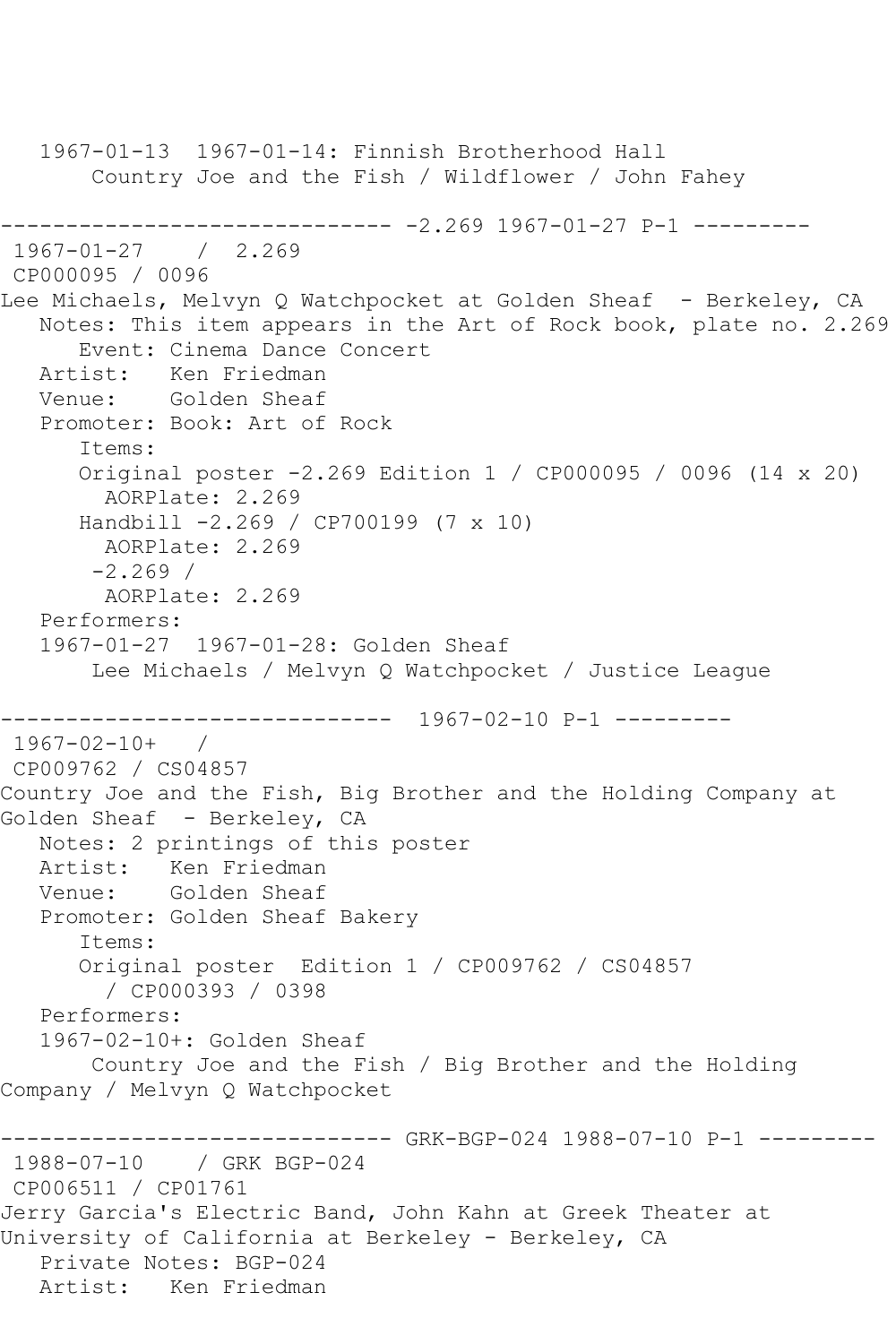1967-01-13  1967-01-14: Finnish Brotherhood Hall
    Country Joe and the Fish / Wildflower / John Fahey

------------------------------ -2.269 1967-01-27 P-1 ---------

1967-01-27    /  2.269
CP000095 / 0096
Lee Michaels, Melvyn Q Watchpocket at Golden Sheaf  - Berkeley, CA
   Notes: This item appears in the Art of Rock book, plate no. 2.269
      Event: Cinema Dance Concert
   Artist:   Ken Friedman
   Venue:    Golden Sheaf
   Promoter: Book: Art of Rock
      Items:
      Original poster -2.269 Edition 1 / CP000095 / 0096 (14 x 20)
        AORPlate: 2.269
      Handbill -2.269 / CP700199 (7 x 10)
        AORPlate: 2.269
       -2.269 /
        AORPlate: 2.269
   Performers:
   1967-01-27  1967-01-28: Golden Sheaf
       Lee Michaels / Melvyn Q Watchpocket / Justice League

------------------------------  1967-02-10 P-1 ---------

1967-02-10+   /
CP009762 / CS04857
Country Joe and the Fish, Big Brother and the Holding Company at Golden Sheaf  - Berkeley, CA
   Notes: 2 printings of this poster
   Artist:   Ken Friedman
   Venue:    Golden Sheaf
   Promoter: Golden Sheaf Bakery
      Items:
      Original poster  Edition 1 / CP009762 / CS04857
        / CP000393 / 0398
   Performers:
   1967-02-10+: Golden Sheaf
       Country Joe and the Fish / Big Brother and the Holding Company / Melvyn Q Watchpocket

------------------------------ GRK-BGP-024 1988-07-10 P-1 ---------

1988-07-10    / GRK BGP-024
CP006511 / CP01761
Jerry Garcia's Electric Band, John Kahn at Greek Theater at University of California at Berkeley - Berkeley, CA
   Private Notes: BGP-024
   Artist:   Ken Friedman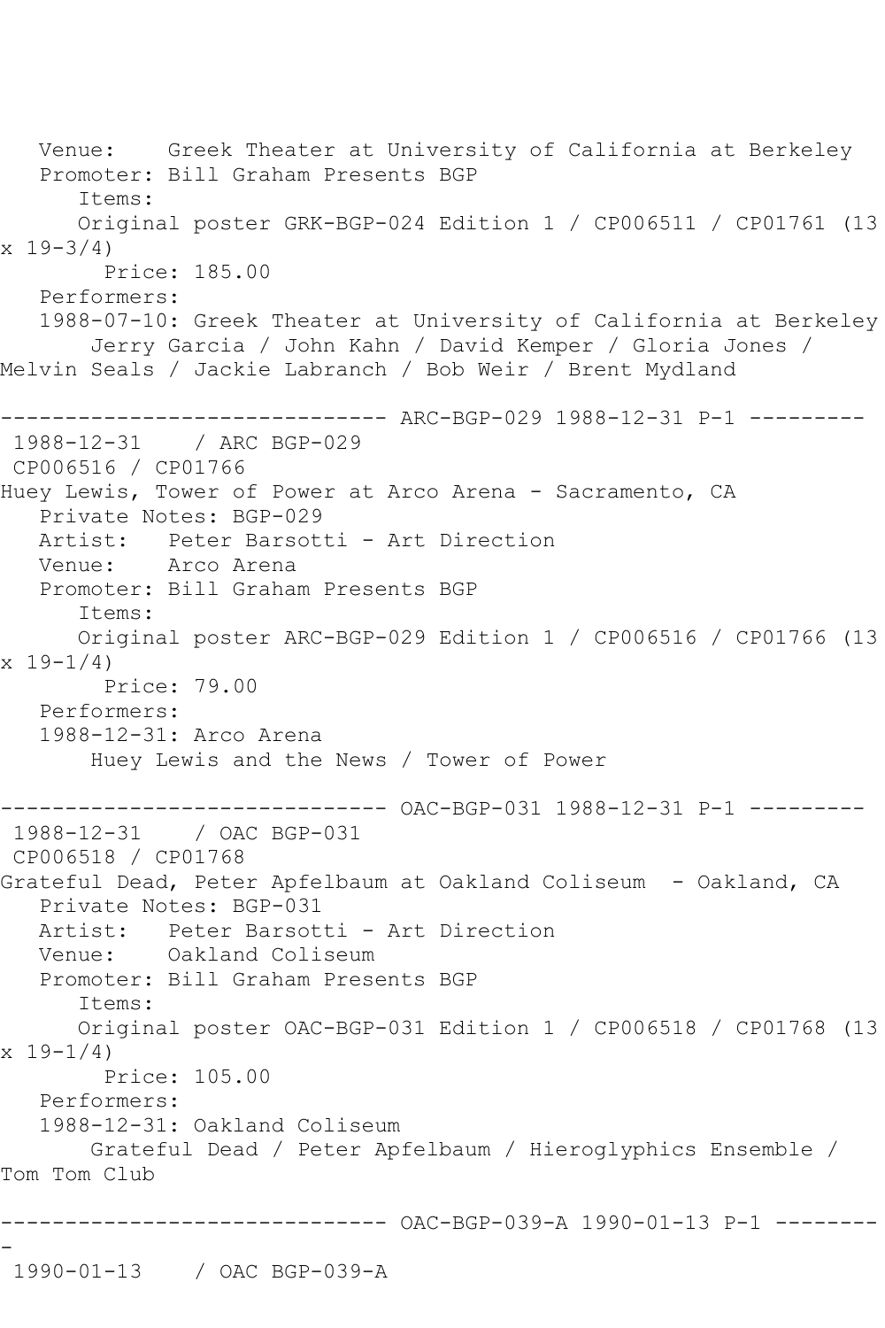Venue:    Greek Theater at University of California at Berkeley
Promoter: Bill Graham Presents BGP
Items:
Original poster GRK-BGP-024 Edition 1 / CP006511 / CP01761 (13 x 19-3/4)
Price: 185.00
Performers:
1988-07-10: Greek Theater at University of California at Berkeley
Jerry Garcia / John Kahn / David Kemper / Gloria Jones / Melvin Seals / Jackie Labranch / Bob Weir / Brent Mydland

------------------------------ ARC-BGP-029 1988-12-31 P-1 ---------

1988-12-31    / ARC BGP-029
CP006516 / CP01766
Huey Lewis, Tower of Power at Arco Arena - Sacramento, CA
Private Notes: BGP-029
Artist:   Peter Barsotti - Art Direction
Venue:    Arco Arena
Promoter: Bill Graham Presents BGP
Items:
Original poster ARC-BGP-029 Edition 1 / CP006516 / CP01766 (13 x 19-1/4)
Price: 79.00
Performers:
1988-12-31: Arco Arena
Huey Lewis and the News / Tower of Power

------------------------------ OAC-BGP-031 1988-12-31 P-1 ---------

1988-12-31    / OAC BGP-031
CP006518 / CP01768
Grateful Dead, Peter Apfelbaum at Oakland Coliseum  - Oakland, CA
Private Notes: BGP-031
Artist:   Peter Barsotti - Art Direction
Venue:    Oakland Coliseum
Promoter: Bill Graham Presents BGP
Items:
Original poster OAC-BGP-031 Edition 1 / CP006518 / CP01768 (13 x 19-1/4)
Price: 105.00
Performers:
1988-12-31: Oakland Coliseum
Grateful Dead / Peter Apfelbaum / Hieroglyphics Ensemble / Tom Tom Club

------------------------------ OAC-BGP-039-A 1990-01-13 P-1 ---------

1990-01-13    / OAC BGP-039-A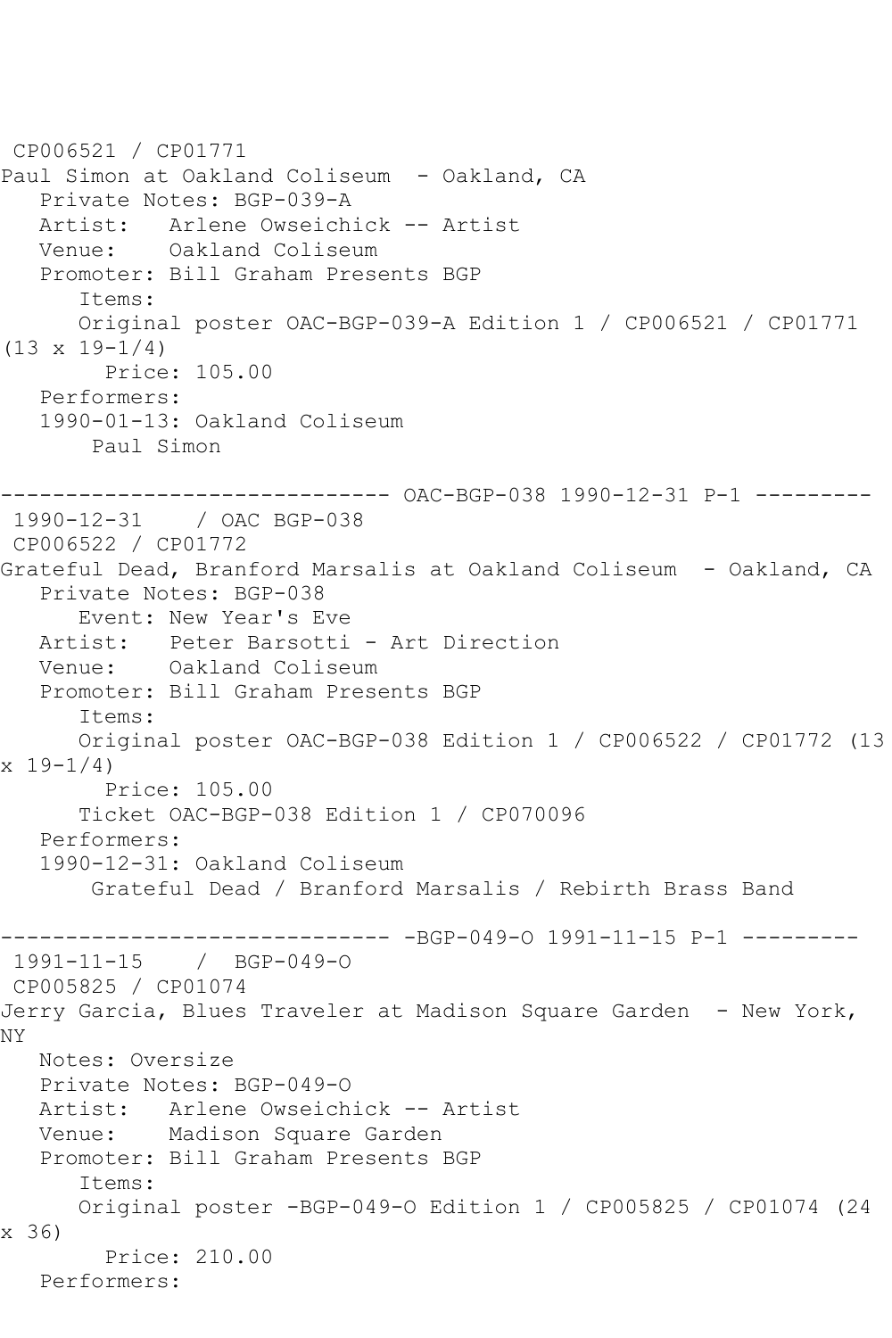CP006521 / CP01771
Paul Simon at Oakland Coliseum - Oakland, CA
Private Notes: BGP-039-A
Artist: Arlene Owseichick -- Artist
Venue: Oakland Coliseum
Promoter: Bill Graham Presents BGP
Items:
Original poster OAC-BGP-039-A Edition 1 / CP006521 / CP01771 (13 x 19-1/4)
Price: 105.00
Performers:
1990-01-13: Oakland Coliseum
Paul Simon

------------------------------ OAC-BGP-038 1990-12-31 P-1 ---------
1990-12-31 / OAC BGP-038
CP006522 / CP01772
Grateful Dead, Branford Marsalis at Oakland Coliseum - Oakland, CA
Private Notes: BGP-038
Event: New Year's Eve
Artist: Peter Barsotti - Art Direction
Venue: Oakland Coliseum
Promoter: Bill Graham Presents BGP
Items:
Original poster OAC-BGP-038 Edition 1 / CP006522 / CP01772 (13 x 19-1/4)
Price: 105.00
Ticket OAC-BGP-038 Edition 1 / CP070096
Performers:
1990-12-31: Oakland Coliseum
Grateful Dead / Branford Marsalis / Rebirth Brass Band

------------------------------ -BGP-049-O 1991-11-15 P-1 ---------
1991-11-15 / BGP-049-O
CP005825 / CP01074
Jerry Garcia, Blues Traveler at Madison Square Garden - New York, NY
Notes: Oversize
Private Notes: BGP-049-O
Artist: Arlene Owseichick -- Artist
Venue: Madison Square Garden
Promoter: Bill Graham Presents BGP
Items:
Original poster -BGP-049-O Edition 1 / CP005825 / CP01074 (24 x 36)
Price: 210.00
Performers: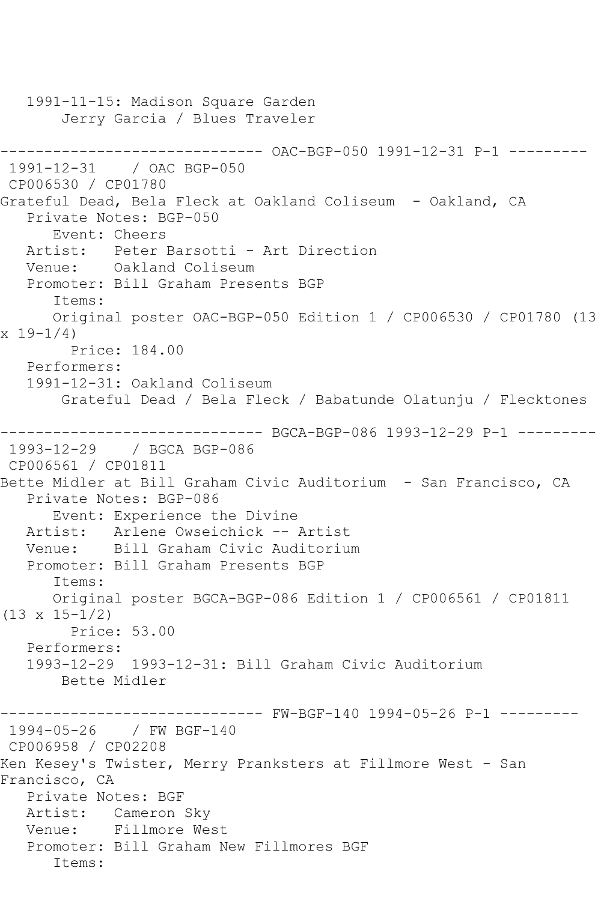```
   1991-11-15: Madison Square Garden
       Jerry Garcia / Blues Traveler

------------------------------ OAC-BGP-050 1991-12-31 P-1 ---------
 1991-12-31    / OAC BGP-050
 CP006530 / CP01780
Grateful Dead, Bela Fleck at Oakland Coliseum  - Oakland, CA
   Private Notes: BGP-050
      Event: Cheers
   Artist:   Peter Barsotti - Art Direction
   Venue:    Oakland Coliseum
   Promoter: Bill Graham Presents BGP
      Items:
      Original poster OAC-BGP-050 Edition 1 / CP006530 / CP01780 (13
x 19-1/4)
        Price: 184.00
   Performers:
   1991-12-31: Oakland Coliseum
       Grateful Dead / Bela Fleck / Babatunde Olatunju / Flecktones

------------------------------ BGCA-BGP-086 1993-12-29 P-1 ---------
 1993-12-29    / BGCA BGP-086
 CP006561 / CP01811
Bette Midler at Bill Graham Civic Auditorium  - San Francisco, CA
   Private Notes: BGP-086
      Event: Experience the Divine
   Artist:   Arlene Owseichick -- Artist
   Venue:    Bill Graham Civic Auditorium
   Promoter: Bill Graham Presents BGP
      Items:
      Original poster BGCA-BGP-086 Edition 1 / CP006561 / CP01811
(13 x 15-1/2)
        Price: 53.00
   Performers:
   1993-12-29  1993-12-31: Bill Graham Civic Auditorium
       Bette Midler

------------------------------ FW-BGF-140 1994-05-26 P-1 ---------
 1994-05-26    / FW BGF-140
 CP006958 / CP02208
Ken Kesey's Twister, Merry Pranksters at Fillmore West - San
Francisco, CA
   Private Notes: BGF
   Artist:   Cameron Sky
   Venue:    Fillmore West
   Promoter: Bill Graham New Fillmores BGF
      Items:
```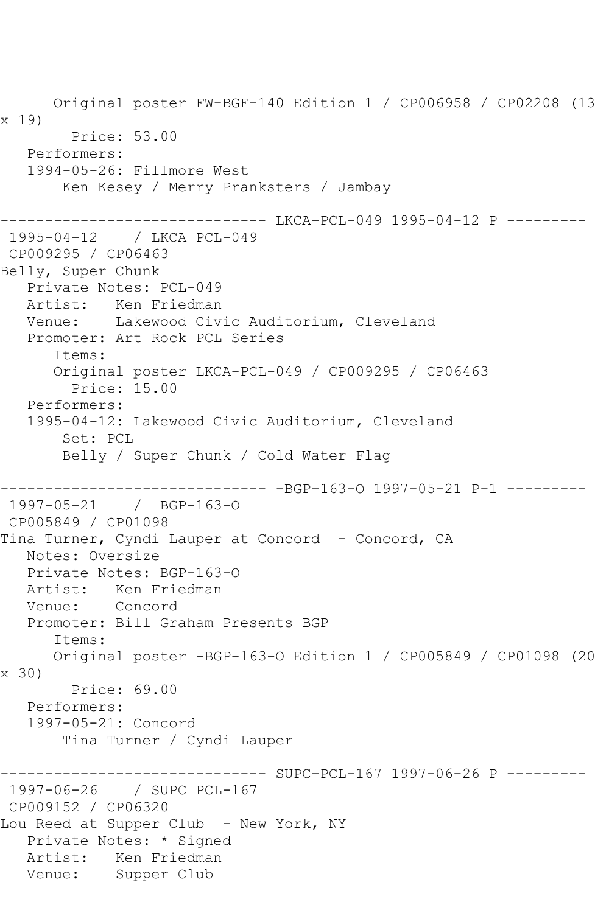```
      Original poster FW-BGF-140 Edition 1 / CP006958 / CP02208 (13
x 19)
        Price: 53.00
   Performers:
   1994-05-26: Fillmore West
       Ken Kesey / Merry Pranksters / Jambay

------------------------------ LKCA-PCL-049 1995-04-12 P ---------
 1995-04-12    / LKCA PCL-049
 CP009295 / CP06463
Belly, Super Chunk
   Private Notes: PCL-049
   Artist:   Ken Friedman
   Venue:    Lakewood Civic Auditorium, Cleveland
   Promoter: Art Rock PCL Series
      Items:
      Original poster LKCA-PCL-049 / CP009295 / CP06463
        Price: 15.00
   Performers:
   1995-04-12: Lakewood Civic Auditorium, Cleveland
       Set: PCL
       Belly / Super Chunk / Cold Water Flag

------------------------------ -BGP-163-O 1997-05-21 P-1 ---------
 1997-05-21    /  BGP-163-O
 CP005849 / CP01098
Tina Turner, Cyndi Lauper at Concord  - Concord, CA
   Notes: Oversize
   Private Notes: BGP-163-O
   Artist:   Ken Friedman
   Venue:    Concord
   Promoter: Bill Graham Presents BGP
      Items:
      Original poster -BGP-163-O Edition 1 / CP005849 / CP01098 (20
x 30)
        Price: 69.00
   Performers:
   1997-05-21: Concord
       Tina Turner / Cyndi Lauper

------------------------------ SUPC-PCL-167 1997-06-26 P ---------
 1997-06-26    / SUPC PCL-167
 CP009152 / CP06320
Lou Reed at Supper Club  - New York, NY
   Private Notes: * Signed
   Artist:   Ken Friedman
   Venue:    Supper Club
```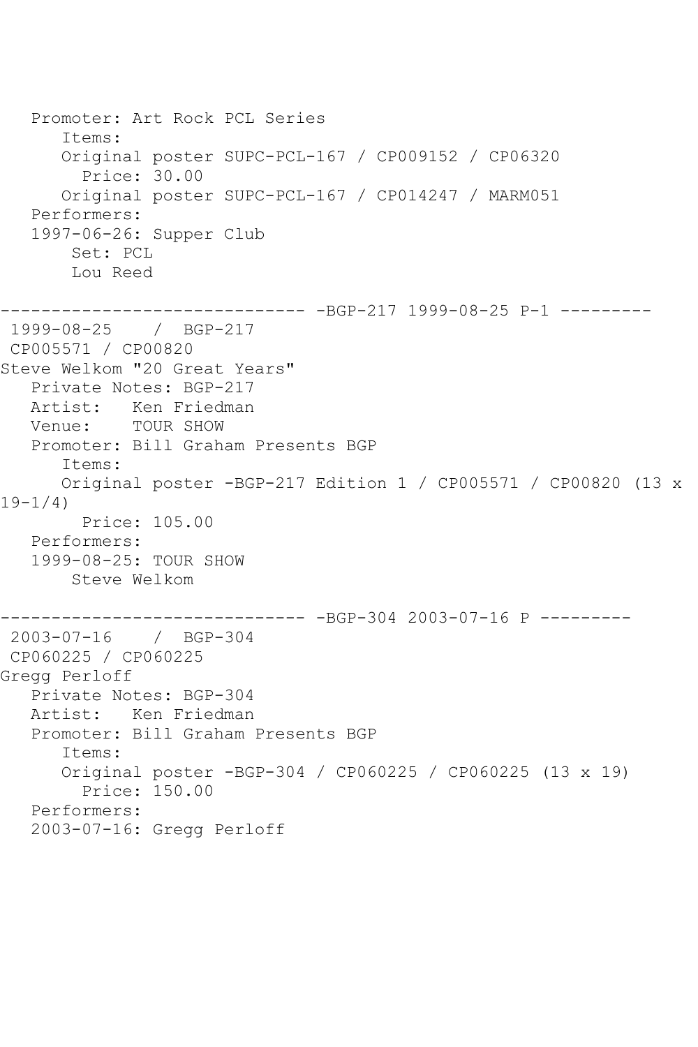```
   Promoter: Art Rock PCL Series
      Items:
      Original poster SUPC-PCL-167 / CP009152 / CP06320
        Price: 30.00
      Original poster SUPC-PCL-167 / CP014247 / MARM051
   Performers:
   1997-06-26: Supper Club
       Set: PCL
       Lou Reed

------------------------------ -BGP-217 1999-08-25 P-1 ---------
 1999-08-25    /  BGP-217
 CP005571 / CP00820
Steve Welkom "20 Great Years"
   Private Notes: BGP-217
   Artist:   Ken Friedman
   Venue:    TOUR SHOW
   Promoter: Bill Graham Presents BGP
      Items:
      Original poster -BGP-217 Edition 1 / CP005571 / CP00820 (13 x 
19-1/4)
        Price: 105.00
   Performers:
   1999-08-25: TOUR SHOW
       Steve Welkom

------------------------------ -BGP-304 2003-07-16 P ---------
 2003-07-16    /  BGP-304
 CP060225 / CP060225
Gregg Perloff
   Private Notes: BGP-304
   Artist:   Ken Friedman
   Promoter: Bill Graham Presents BGP
      Items:
      Original poster -BGP-304 / CP060225 / CP060225 (13 x 19)
        Price: 150.00
   Performers:
   2003-07-16: Gregg Perloff
```